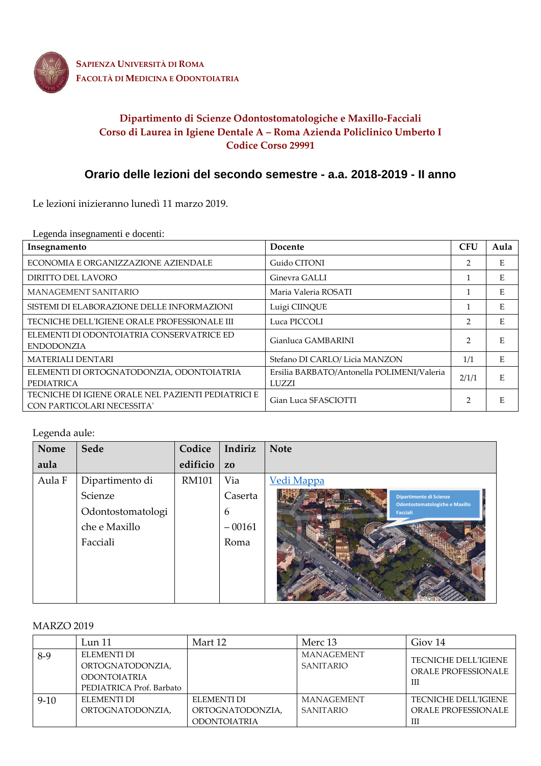**Sapienza Università di Roma**
**Facoltà di Medicina e Odontoiatria**

## Dipartimento di Scienze Odontostomatologiche e Maxillo-Facciali
## Corso di Laurea in Igiene Dentale A – Roma Azienda Policlinico Umberto I
## Codice Corso 29991

# Orario delle lezioni del secondo semestre - a.a. 2018-2019 - II anno

Le lezioni inizieranno lunedì 11 marzo 2019.

Legenda insegnamenti e docenti:

| Insegnamento | Docente | CFU | Aula |
|---|---|---|---|
| ECONOMIA E ORGANIZZAZIONE AZIENDALE | Guido CITONI | 2 | E |
| DIRITTO DEL LAVORO | Ginevra GALLI | 1 | E |
| MANAGEMENT SANITARIO | Maria Valeria ROSATI | 1 | E |
| SISTEMI DI ELABORAZIONE DELLE INFORMAZIONI | Luigi CIINQUE | 1 | E |
| TECNICHE DELL'IGIENE ORALE PROFESSIONALE III | Luca PICCOLI | 2 | E |
| ELEMENTI DI ODONTOIATRIA CONSERVATRICE ED ENDODONZIA | Gianluca GAMBARINI | 2 | E |
| MATERIALI DENTARI | Stefano DI CARLO/ Licia MANZON | 1/1 | E |
| ELEMENTI DI ORTOGNATODONZIA, ODONTOIATRIA PEDIATRICA | Ersilia BARBATO/Antonella POLIMENI/Valeria LUZZI | 2/1/1 | E |
| TECNICHE DI IGIENE ORALE NEL PAZIENTI PEDIATRICI E CON PARTICOLARI NECESSITA' | Gian Luca SFASCIOTTI | 2 | E |

Legenda aule:

| Nome aula | Sede | Codice edificio | Indirizzo | Note |
|---|---|---|---|---|
| Aula F | Dipartimento di Scienze Odontostomatologiche e Maxillo Facciali | RM101 | Via Caserta 6 – 00161 Roma | [Vedi Mappa](#) |

MARZO 2019

| | Lun 11 | Mart 12 | Merc 13 | Giov 14 |
|---|---|---|---|---|
| 8-9 | ELEMENTI DI ORTOGNATODONZIA, ODONTOIATRIA PEDIATRICA Prof. Barbato | | MANAGEMENT SANITARIO | TECNICHE DELL'IGIENE ORALE PROFESSIONALE III |
| 9-10 | ELEMENTI DI ORTOGNATODONZIA, | ELEMENTI DI ORTOGNATODONZIA, ODONTOIATRIA | MANAGEMENT SANITARIO | TECNICHE DELL'IGIENE ORALE PROFESSIONALE III |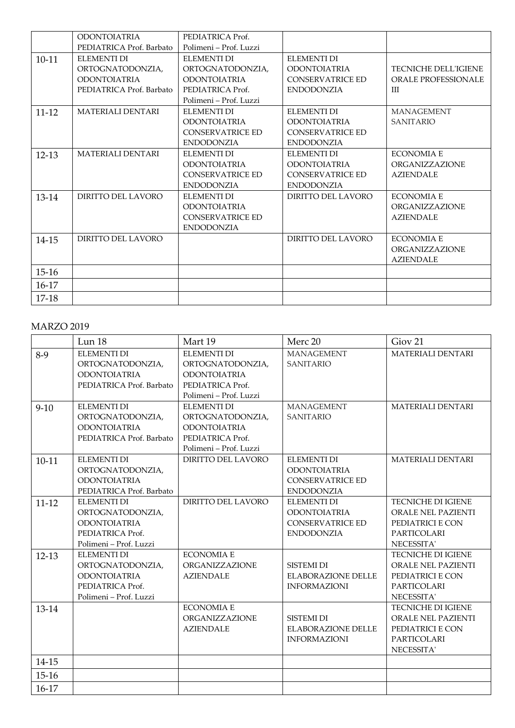| | | | | |
|---|---|---|---|---|
| | ODONTOIATRIA PEDIATRICA Prof. Barbato | PEDIATRICA Prof. Polimeni – Prof. Luzzi | | |
| 10-11 | ELEMENTI DI ORTOGNATODONZIA, ODONTOIATRIA PEDIATRICA Prof. Barbato | ELEMENTI DI ORTOGNATODONZIA, ODONTOIATRIA PEDIATRICA Prof. Polimeni – Prof. Luzzi | ELEMENTI DI ODONTOIATRIA CONSERVATRICE ED ENDODONZIA | TECNICHE DELL'IGIENE ORALE PROFESSIONALE III |
| 11-12 | MATERIALI DENTARI | ELEMENTI DI ODONTOIATRIA CONSERVATRICE ED ENDODONZIA | ELEMENTI DI ODONTOIATRIA CONSERVATRICE ED ENDODONZIA | MANAGEMENT SANITARIO |
| 12-13 | MATERIALI DENTARI | ELEMENTI DI ODONTOIATRIA CONSERVATRICE ED ENDODONZIA | ELEMENTI DI ODONTOIATRIA CONSERVATRICE ED ENDODONZIA | ECONOMIA E ORGANIZZAZIONE AZIENDALE |
| 13-14 | DIRITTO DEL LAVORO | ELEMENTI DI ODONTOIATRIA CONSERVATRICE ED ENDODONZIA | DIRITTO DEL LAVORO | ECONOMIA E ORGANIZZAZIONE AZIENDALE |
| 14-15 | DIRITTO DEL LAVORO | | DIRITTO DEL LAVORO | ECONOMIA E ORGANIZZAZIONE AZIENDALE |
| 15-16 | | | | |
| 16-17 | | | | |
| 17-18 | | | | |

MARZO 2019

| | Lun 18 | Mart 19 | Merc 20 | Giov 21 |
|---|---|---|---|---|
| 8-9 | ELEMENTI DI ORTOGNATODONZIA, ODONTOIATRIA PEDIATRICA Prof. Barbato | ELEMENTI DI ORTOGNATODONZIA, ODONTOIATRIA PEDIATRICA Prof. Polimeni – Prof. Luzzi | MANAGEMENT SANITARIO | MATERIALI DENTARI |
| 9-10 | ELEMENTI DI ORTOGNATODONZIA, ODONTOIATRIA PEDIATRICA Prof. Barbato | ELEMENTI DI ORTOGNATODONZIA, ODONTOIATRIA PEDIATRICA Prof. Polimeni – Prof. Luzzi | MANAGEMENT SANITARIO | MATERIALI DENTARI |
| 10-11 | ELEMENTI DI ORTOGNATODONZIA, ODONTOIATRIA PEDIATRICA Prof. Barbato | DIRITTO DEL LAVORO | ELEMENTI DI ODONTOIATRIA CONSERVATRICE ED ENDODONZIA | MATERIALI DENTARI |
| 11-12 | ELEMENTI DI ORTOGNATODONZIA, ODONTOIATRIA PEDIATRICA Prof. Polimeni – Prof. Luzzi | DIRITTO DEL LAVORO | ELEMENTI DI ODONTOIATRIA CONSERVATRICE ED ENDODONZIA | TECNICHE DI IGIENE ORALE NEL PAZIENTI PEDIATRICI E CON PARTICOLARI NECESSITA' |
| 12-13 | ELEMENTI DI ORTOGNATODONZIA, ODONTOIATRIA PEDIATRICA Prof. Polimeni – Prof. Luzzi | ECONOMIA E ORGANIZZAZIONE AZIENDALE | SISTEMI DI ELABORAZIONE DELLE INFORMAZIONI | TECNICHE DI IGIENE ORALE NEL PAZIENTI PEDIATRICI E CON PARTICOLARI NECESSITA' |
| 13-14 | | ECONOMIA E ORGANIZZAZIONE AZIENDALE | SISTEMI DI ELABORAZIONE DELLE INFORMAZIONI | TECNICHE DI IGIENE ORALE NEL PAZIENTI PEDIATRICI E CON PARTICOLARI NECESSITA' |
| 14-15 | | | | |
| 15-16 | | | | |
| 16-17 | | | | |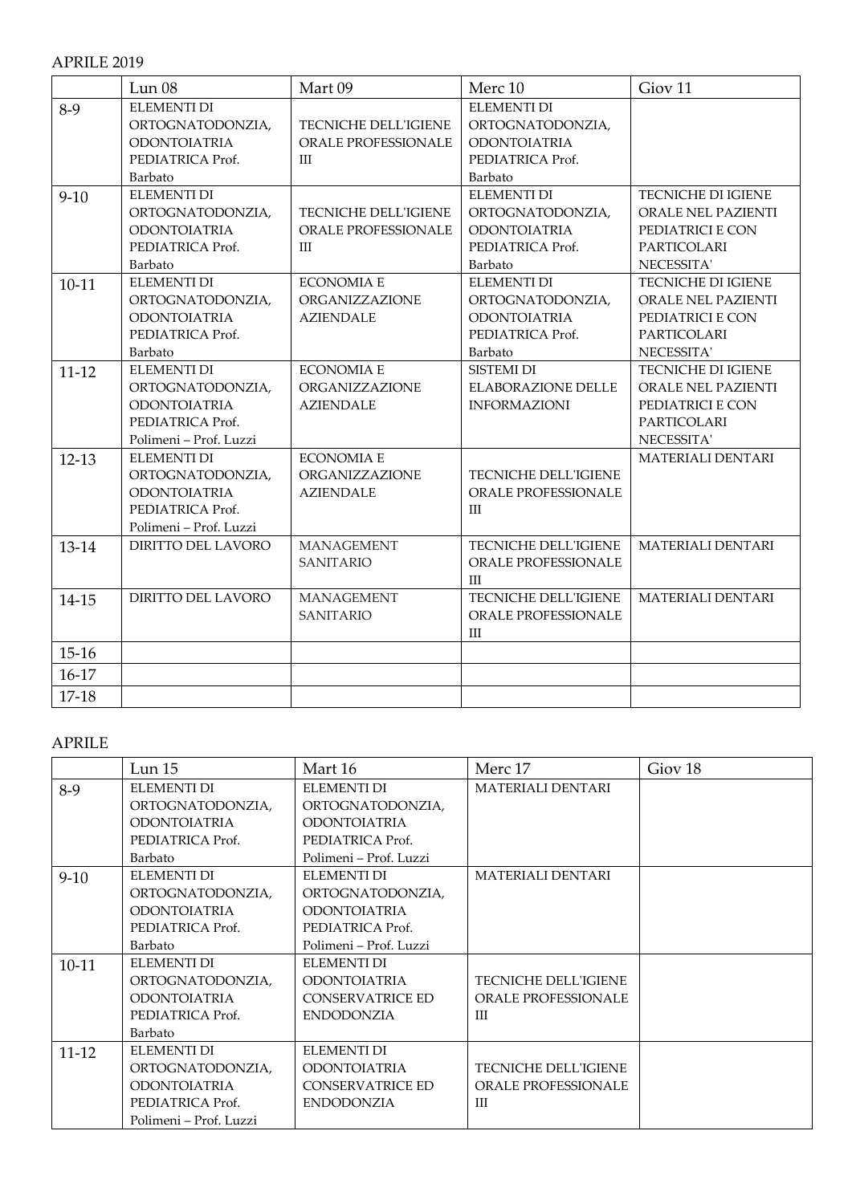APRILE 2019

| | Lun 08 | Mart 09 | Merc 10 | Giov 11 |
|---|---|---|---|---|
| 8-9 | ELEMENTI DI ORTOGNATODONZIA, ODONTOIATRIA PEDIATRICA Prof. Barbato | TECNICHE DELL'IGIENE ORALE PROFESSIONALE III | ELEMENTI DI ORTOGNATODONZIA, ODONTOIATRIA PEDIATRICA Prof. Barbato | |
| 9-10 | ELEMENTI DI ORTOGNATODONZIA, ODONTOIATRIA PEDIATRICA Prof. Barbato | TECNICHE DELL'IGIENE ORALE PROFESSIONALE III | ELEMENTI DI ORTOGNATODONZIA, ODONTOIATRIA PEDIATRICA Prof. Barbato | TECNICHE DI IGIENE ORALE NEL PAZIENTI PEDIATRICI E CON PARTICOLARI NECESSITA' |
| 10-11 | ELEMENTI DI ORTOGNATODONZIA, ODONTOIATRIA PEDIATRICA Prof. Barbato | ECONOMIA E ORGANIZZAZIONE AZIENDALE | ELEMENTI DI ORTOGNATODONZIA, ODONTOIATRIA PEDIATRICA Prof. Barbato | TECNICHE DI IGIENE ORALE NEL PAZIENTI PEDIATRICI E CON PARTICOLARI NECESSITA' |
| 11-12 | ELEMENTI DI ORTOGNATODONZIA, ODONTOIATRIA PEDIATRICA Prof. Polimeni – Prof. Luzzi | ECONOMIA E ORGANIZZAZIONE AZIENDALE | SISTEMI DI ELABORAZIONE DELLE INFORMAZIONI | TECNICHE DI IGIENE ORALE NEL PAZIENTI PEDIATRICI E CON PARTICOLARI NECESSITA' |
| 12-13 | ELEMENTI DI ORTOGNATODONZIA, ODONTOIATRIA PEDIATRICA Prof. Polimeni – Prof. Luzzi | ECONOMIA E ORGANIZZAZIONE AZIENDALE | TECNICHE DELL'IGIENE ORALE PROFESSIONALE III | MATERIALI DENTARI |
| 13-14 | DIRITTO DEL LAVORO | MANAGEMENT SANITARIO | TECNICHE DELL'IGIENE ORALE PROFESSIONALE III | MATERIALI DENTARI |
| 14-15 | DIRITTO DEL LAVORO | MANAGEMENT SANITARIO | TECNICHE DELL'IGIENE ORALE PROFESSIONALE III | MATERIALI DENTARI |
| 15-16 | | | | |
| 16-17 | | | | |
| 17-18 | | | | |

APRILE

| | Lun 15 | Mart 16 | Merc 17 | Giov 18 |
|---|---|---|---|---|
| 8-9 | ELEMENTI DI ORTOGNATODONZIA, ODONTOIATRIA PEDIATRICA Prof. Barbato | ELEMENTI DI ORTOGNATODONZIA, ODONTOIATRIA PEDIATRICA Prof. Polimeni – Prof. Luzzi | MATERIALI DENTARI | |
| 9-10 | ELEMENTI DI ORTOGNATODONZIA, ODONTOIATRIA PEDIATRICA Prof. Barbato | ELEMENTI DI ORTOGNATODONZIA, ODONTOIATRIA PEDIATRICA Prof. Polimeni – Prof. Luzzi | MATERIALI DENTARI | |
| 10-11 | ELEMENTI DI ORTOGNATODONZIA, ODONTOIATRIA PEDIATRICA Prof. Barbato | ELEMENTI DI ODONTOIATRIA CONSERVATRICE ED ENDODONZIA | TECNICHE DELL'IGIENE ORALE PROFESSIONALE III | |
| 11-12 | ELEMENTI DI ORTOGNATODONZIA, ODONTOIATRIA PEDIATRICA Prof. Polimeni – Prof. Luzzi | ELEMENTI DI ODONTOIATRIA CONSERVATRICE ED ENDODONZIA | TECNICHE DELL'IGIENE ORALE PROFESSIONALE III | |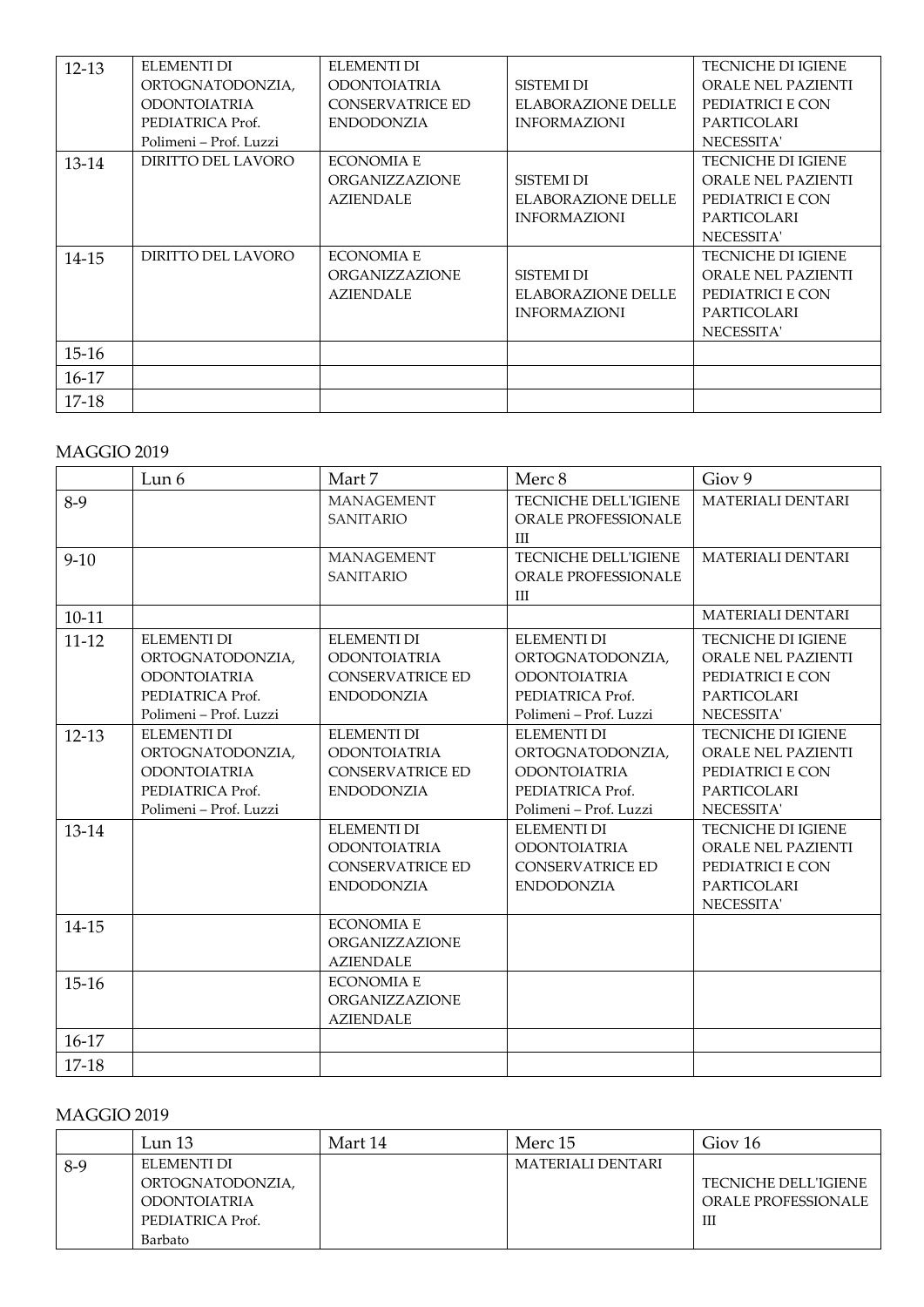| 12-13 | ELEMENTI DI ORTOGNATODONZIA, ODONTOIATRIA PEDIATRICA Prof. Polimeni – Prof. Luzzi | ELEMENTI DI ODONTOIATRIA CONSERVATRICE ED ENDODONZIA | SISTEMI DI ELABORAZIONE DELLE INFORMAZIONI | TECNICHE DI IGIENE ORALE NEL PAZIENTI PEDIATRICI E CON PARTICOLARI NECESSITA' |
|---|---|---|---|---|
| 13-14 | DIRITTO DEL LAVORO | ECONOMIA E ORGANIZZAZIONE AZIENDALE | SISTEMI DI ELABORAZIONE DELLE INFORMAZIONI | TECNICHE DI IGIENE ORALE NEL PAZIENTI PEDIATRICI E CON PARTICOLARI NECESSITA' |
| 14-15 | DIRITTO DEL LAVORO | ECONOMIA E ORGANIZZAZIONE AZIENDALE | SISTEMI DI ELABORAZIONE DELLE INFORMAZIONI | TECNICHE DI IGIENE ORALE NEL PAZIENTI PEDIATRICI E CON PARTICOLARI NECESSITA' |
| 15-16 | | | | |
| 16-17 | | | | |
| 17-18 | | | | |

MAGGIO 2019

| | Lun 6 | Mart 7 | Merc 8 | Giov 9 |
|---|---|---|---|---|
| 8-9 | | MANAGEMENT SANITARIO | TECNICHE DELL'IGIENE ORALE PROFESSIONALE III | MATERIALI DENTARI |
| 9-10 | | MANAGEMENT SANITARIO | TECNICHE DELL'IGIENE ORALE PROFESSIONALE III | MATERIALI DENTARI |
| 10-11 | | | | MATERIALI DENTARI |
| 11-12 | ELEMENTI DI ORTOGNATODONZIA, ODONTOIATRIA PEDIATRICA Prof. Polimeni – Prof. Luzzi | ELEMENTI DI ODONTOIATRIA CONSERVATRICE ED ENDODONZIA | ELEMENTI DI ORTOGNATODONZIA, ODONTOIATRIA PEDIATRICA Prof. Polimeni – Prof. Luzzi | TECNICHE DI IGIENE ORALE NEL PAZIENTI PEDIATRICI E CON PARTICOLARI NECESSITA' |
| 12-13 | ELEMENTI DI ORTOGNATODONZIA, ODONTOIATRIA PEDIATRICA Prof. Polimeni – Prof. Luzzi | ELEMENTI DI ODONTOIATRIA CONSERVATRICE ED ENDODONZIA | ELEMENTI DI ORTOGNATODONZIA, ODONTOIATRIA PEDIATRICA Prof. Polimeni – Prof. Luzzi | TECNICHE DI IGIENE ORALE NEL PAZIENTI PEDIATRICI E CON PARTICOLARI NECESSITA' |
| 13-14 | | ELEMENTI DI ODONTOIATRIA CONSERVATRICE ED ENDODONZIA | ELEMENTI DI ODONTOIATRIA CONSERVATRICE ED ENDODONZIA | TECNICHE DI IGIENE ORALE NEL PAZIENTI PEDIATRICI E CON PARTICOLARI NECESSITA' |
| 14-15 | | ECONOMIA E ORGANIZZAZIONE AZIENDALE | | |
| 15-16 | | ECONOMIA E ORGANIZZAZIONE AZIENDALE | | |
| 16-17 | | | | |
| 17-18 | | | | |

MAGGIO 2019

| | Lun 13 | Mart 14 | Merc 15 | Giov 16 |
|---|---|---|---|---|
| 8-9 | ELEMENTI DI ORTOGNATODONZIA, ODONTOIATRIA PEDIATRICA Prof. Barbato | | MATERIALI DENTARI | TECNICHE DELL'IGIENE ORALE PROFESSIONALE III |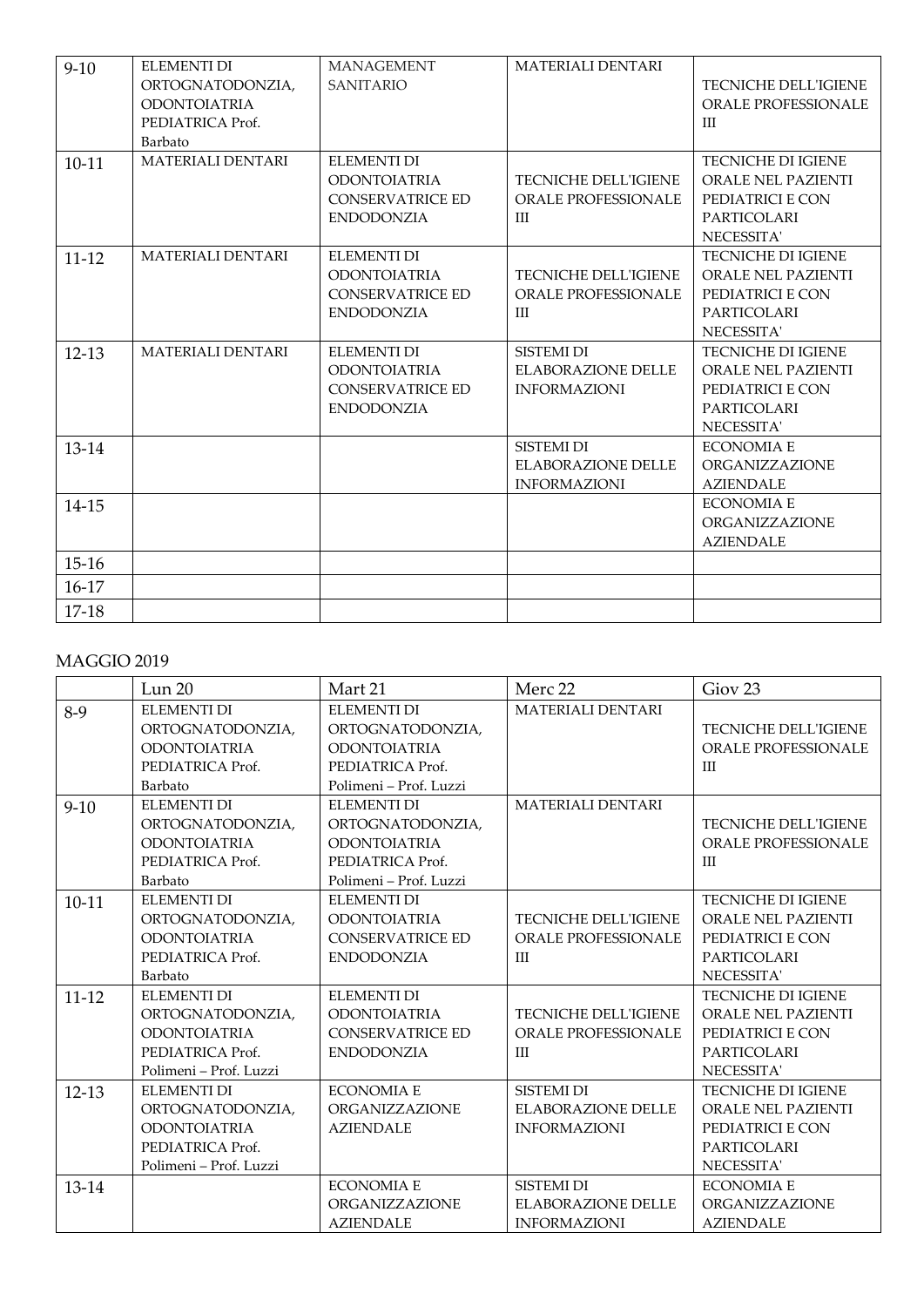| | | | | |
|---|---|---|---|---|
| 9-10 | ELEMENTI DI ORTOGNATODONZIA, ODONTOIATRIA PEDIATRICA Prof. Barbato | MANAGEMENT SANITARIO | MATERIALI DENTARI | TECNICHE DELL'IGIENE ORALE PROFESSIONALE III |
| 10-11 | MATERIALI DENTARI | ELEMENTI DI ODONTOIATRIA CONSERVATRICE ED ENDODONZIA | TECNICHE DELL'IGIENE ORALE PROFESSIONALE III | TECNICHE DI IGIENE ORALE NEL PAZIENTI PEDIATRICI E CON PARTICOLARI NECESSITA' |
| 11-12 | MATERIALI DENTARI | ELEMENTI DI ODONTOIATRIA CONSERVATRICE ED ENDODONZIA | TECNICHE DELL'IGIENE ORALE PROFESSIONALE III | TECNICHE DI IGIENE ORALE NEL PAZIENTI PEDIATRICI E CON PARTICOLARI NECESSITA' |
| 12-13 | MATERIALI DENTARI | ELEMENTI DI ODONTOIATRIA CONSERVATRICE ED ENDODONZIA | SISTEMI DI ELABORAZIONE DELLE INFORMAZIONI | TECNICHE DI IGIENE ORALE NEL PAZIENTI PEDIATRICI E CON PARTICOLARI NECESSITA' |
| 13-14 | | | SISTEMI DI ELABORAZIONE DELLE INFORMAZIONI | ECONOMIA E ORGANIZZAZIONE AZIENDALE |
| 14-15 | | | | ECONOMIA E ORGANIZZAZIONE AZIENDALE |
| 15-16 | | | | |
| 16-17 | | | | |
| 17-18 | | | | |

MAGGIO 2019

| | Lun 20 | Mart 21 | Merc 22 | Giov 23 |
|---|---|---|---|---|
| 8-9 | ELEMENTI DI ORTOGNATODONZIA, ODONTOIATRIA PEDIATRICA Prof. Barbato | ELEMENTI DI ORTOGNATODONZIA, ODONTOIATRIA PEDIATRICA Prof. Polimeni – Prof. Luzzi | MATERIALI DENTARI | TECNICHE DELL'IGIENE ORALE PROFESSIONALE III |
| 9-10 | ELEMENTI DI ORTOGNATODONZIA, ODONTOIATRIA PEDIATRICA Prof. Barbato | ELEMENTI DI ORTOGNATODONZIA, ODONTOIATRIA PEDIATRICA Prof. Polimeni – Prof. Luzzi | MATERIALI DENTARI | TECNICHE DELL'IGIENE ORALE PROFESSIONALE III |
| 10-11 | ELEMENTI DI ORTOGNATODONZIA, ODONTOIATRIA PEDIATRICA Prof. Barbato | ELEMENTI DI ODONTOIATRIA CONSERVATRICE ED ENDODONZIA | TECNICHE DELL'IGIENE ORALE PROFESSIONALE III | TECNICHE DI IGIENE ORALE NEL PAZIENTI PEDIATRICI E CON PARTICOLARI NECESSITA' |
| 11-12 | ELEMENTI DI ORTOGNATODONZIA, ODONTOIATRIA PEDIATRICA Prof. Polimeni – Prof. Luzzi | ELEMENTI DI ODONTOIATRIA CONSERVATRICE ED ENDODONZIA | TECNICHE DELL'IGIENE ORALE PROFESSIONALE III | TECNICHE DI IGIENE ORALE NEL PAZIENTI PEDIATRICI E CON PARTICOLARI NECESSITA' |
| 12-13 | ELEMENTI DI ORTOGNATODONZIA, ODONTOIATRIA PEDIATRICA Prof. Polimeni – Prof. Luzzi | ECONOMIA E ORGANIZZAZIONE AZIENDALE | SISTEMI DI ELABORAZIONE DELLE INFORMAZIONI | TECNICHE DI IGIENE ORALE NEL PAZIENTI PEDIATRICI E CON PARTICOLARI NECESSITA' |
| 13-14 | | ECONOMIA E ORGANIZZAZIONE AZIENDALE | SISTEMI DI ELABORAZIONE DELLE INFORMAZIONI | ECONOMIA E ORGANIZZAZIONE AZIENDALE |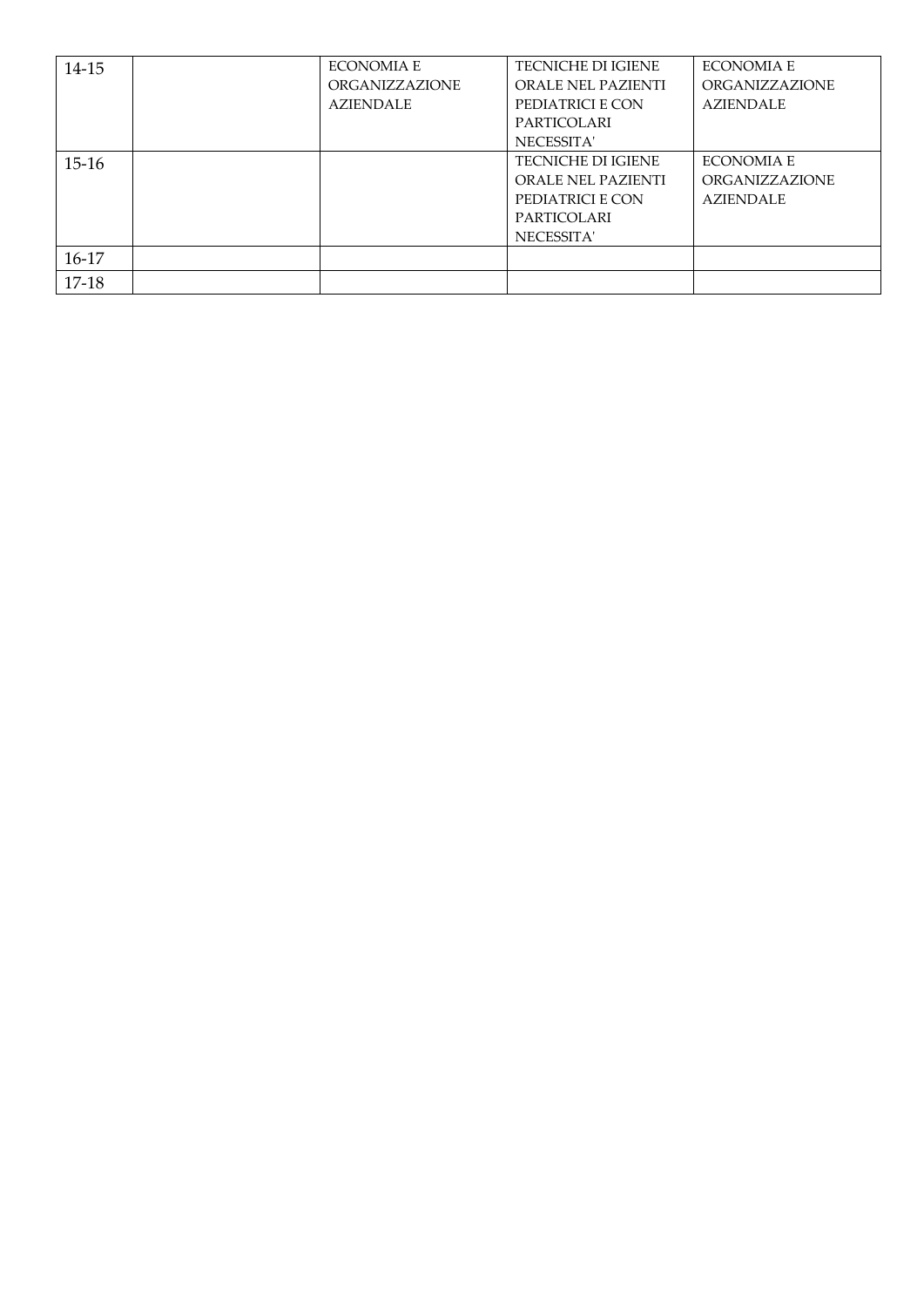| | | | | |
|---|---|---|---|---|
| 14-15 | | ECONOMIA E ORGANIZZAZIONE AZIENDALE | TECNICHE DI IGIENE ORALE NEL PAZIENTI PEDIATRICI E CON PARTICOLARI NECESSITA' | ECONOMIA E ORGANIZZAZIONE AZIENDALE |
| 15-16 | | | TECNICHE DI IGIENE ORALE NEL PAZIENTI PEDIATRICI E CON PARTICOLARI NECESSITA' | ECONOMIA E ORGANIZZAZIONE AZIENDALE |
| 16-17 | | | | |
| 17-18 | | | | |